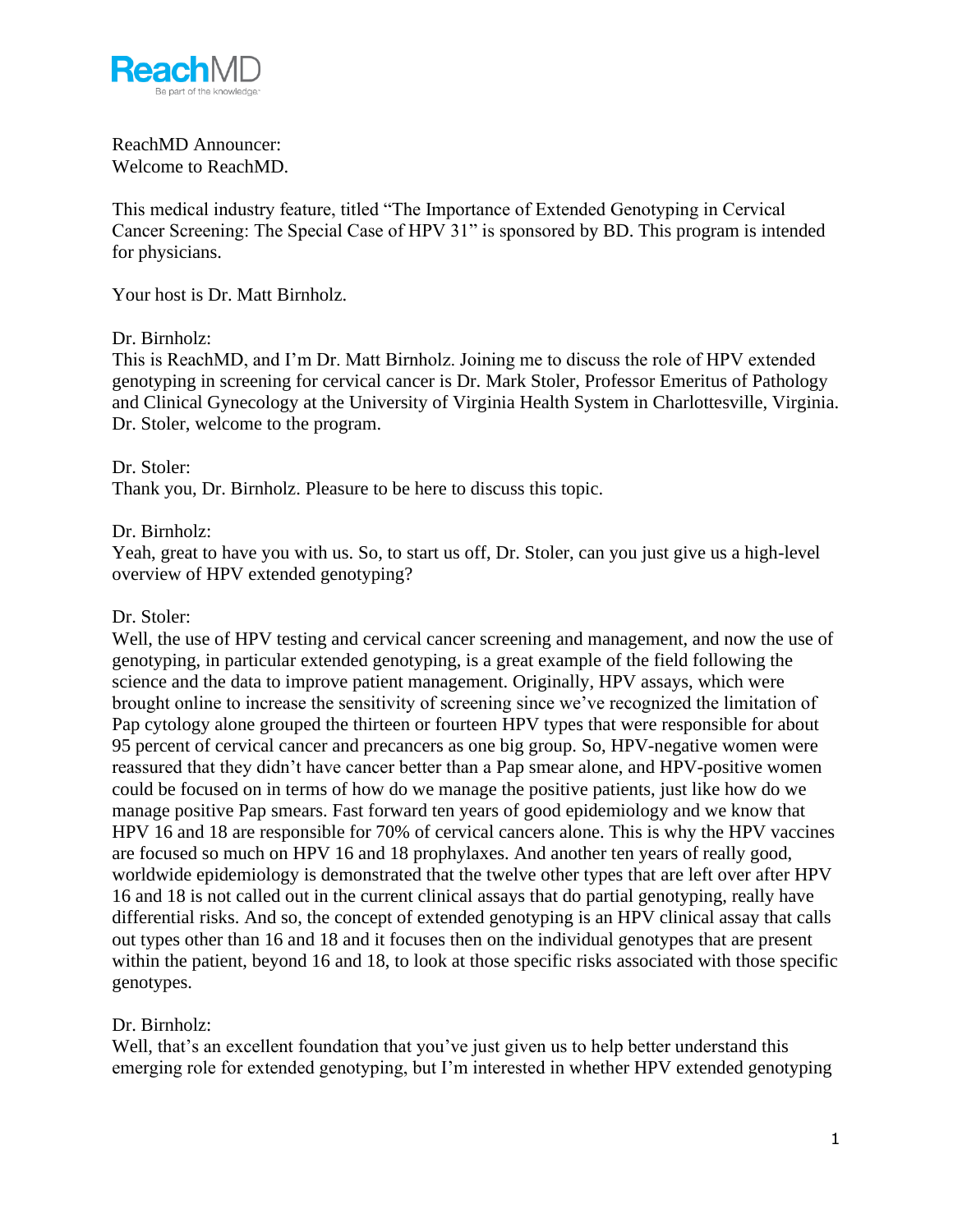ReachMD Announcer:
Welcome to ReachMD.

This medical industry feature, titled "The Importance of Extended Genotyping in Cervical Cancer Screening: The Special Case of HPV 31" is sponsored by BD. This program is intended for physicians.

Your host is Dr. Matt Birnholz.

Dr. Birnholz:
This is ReachMD, and I'm Dr. Matt Birnholz. Joining me to discuss the role of HPV extended genotyping in screening for cervical cancer is Dr. Mark Stoler, Professor Emeritus of Pathology and Clinical Gynecology at the University of Virginia Health System in Charlottesville, Virginia. Dr. Stoler, welcome to the program.

Dr. Stoler:
Thank you, Dr. Birnholz. Pleasure to be here to discuss this topic.

Dr. Birnholz:
Yeah, great to have you with us. So, to start us off, Dr. Stoler, can you just give us a high-level overview of HPV extended genotyping?

Dr. Stoler:
Well, the use of HPV testing and cervical cancer screening and management, and now the use of genotyping, in particular extended genotyping, is a great example of the field following the science and the data to improve patient management. Originally, HPV assays, which were brought online to increase the sensitivity of screening since we've recognized the limitation of Pap cytology alone grouped the thirteen or fourteen HPV types that were responsible for about 95 percent of cervical cancer and precancers as one big group. So, HPV-negative women were reassured that they didn't have cancer better than a Pap smear alone, and HPV-positive women could be focused on in terms of how do we manage the positive patients, just like how do we manage positive Pap smears. Fast forward ten years of good epidemiology and we know that HPV 16 and 18 are responsible for 70% of cervical cancers alone. This is why the HPV vaccines are focused so much on HPV 16 and 18 prophylaxes. And another ten years of really good, worldwide epidemiology is demonstrated that the twelve other types that are left over after HPV 16 and 18 is not called out in the current clinical assays that do partial genotyping, really have differential risks. And so, the concept of extended genotyping is an HPV clinical assay that calls out types other than 16 and 18 and it focuses then on the individual genotypes that are present within the patient, beyond 16 and 18, to look at those specific risks associated with those specific genotypes.

Dr. Birnholz:
Well, that's an excellent foundation that you've just given us to help better understand this emerging role for extended genotyping, but I'm interested in whether HPV extended genotyping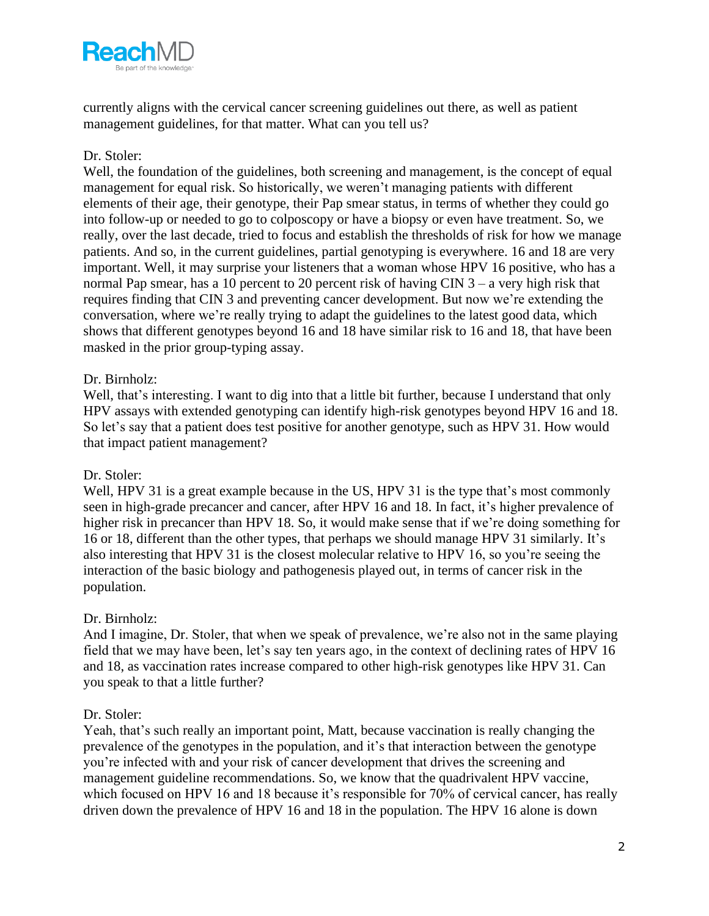currently aligns with the cervical cancer screening guidelines out there, as well as patient management guidelines, for that matter. What can you tell us?

Dr. Stoler:
Well, the foundation of the guidelines, both screening and management, is the concept of equal management for equal risk. So historically, we weren't managing patients with different elements of their age, their genotype, their Pap smear status, in terms of whether they could go into follow-up or needed to go to colposcopy or have a biopsy or even have treatment. So, we really, over the last decade, tried to focus and establish the thresholds of risk for how we manage patients. And so, in the current guidelines, partial genotyping is everywhere. 16 and 18 are very important. Well, it may surprise your listeners that a woman whose HPV 16 positive, who has a normal Pap smear, has a 10 percent to 20 percent risk of having CIN 3 – a very high risk that requires finding that CIN 3 and preventing cancer development. But now we're extending the conversation, where we're really trying to adapt the guidelines to the latest good data, which shows that different genotypes beyond 16 and 18 have similar risk to 16 and 18, that have been masked in the prior group-typing assay.

Dr. Birnholz:
Well, that's interesting. I want to dig into that a little bit further, because I understand that only HPV assays with extended genotyping can identify high-risk genotypes beyond HPV 16 and 18. So let's say that a patient does test positive for another genotype, such as HPV 31. How would that impact patient management?

Dr. Stoler:
Well, HPV 31 is a great example because in the US, HPV 31 is the type that's most commonly seen in high-grade precancer and cancer, after HPV 16 and 18. In fact, it's higher prevalence of higher risk in precancer than HPV 18. So, it would make sense that if we're doing something for 16 or 18, different than the other types, that perhaps we should manage HPV 31 similarly. It's also interesting that HPV 31 is the closest molecular relative to HPV 16, so you're seeing the interaction of the basic biology and pathogenesis played out, in terms of cancer risk in the population.

Dr. Birnholz:
And I imagine, Dr. Stoler, that when we speak of prevalence, we're also not in the same playing field that we may have been, let's say ten years ago, in the context of declining rates of HPV 16 and 18, as vaccination rates increase compared to other high-risk genotypes like HPV 31. Can you speak to that a little further?

Dr. Stoler:
Yeah, that's such really an important point, Matt, because vaccination is really changing the prevalence of the genotypes in the population, and it's that interaction between the genotype you're infected with and your risk of cancer development that drives the screening and management guideline recommendations. So, we know that the quadrivalent HPV vaccine, which focused on HPV 16 and 18 because it's responsible for 70% of cervical cancer, has really driven down the prevalence of HPV 16 and 18 in the population. The HPV 16 alone is down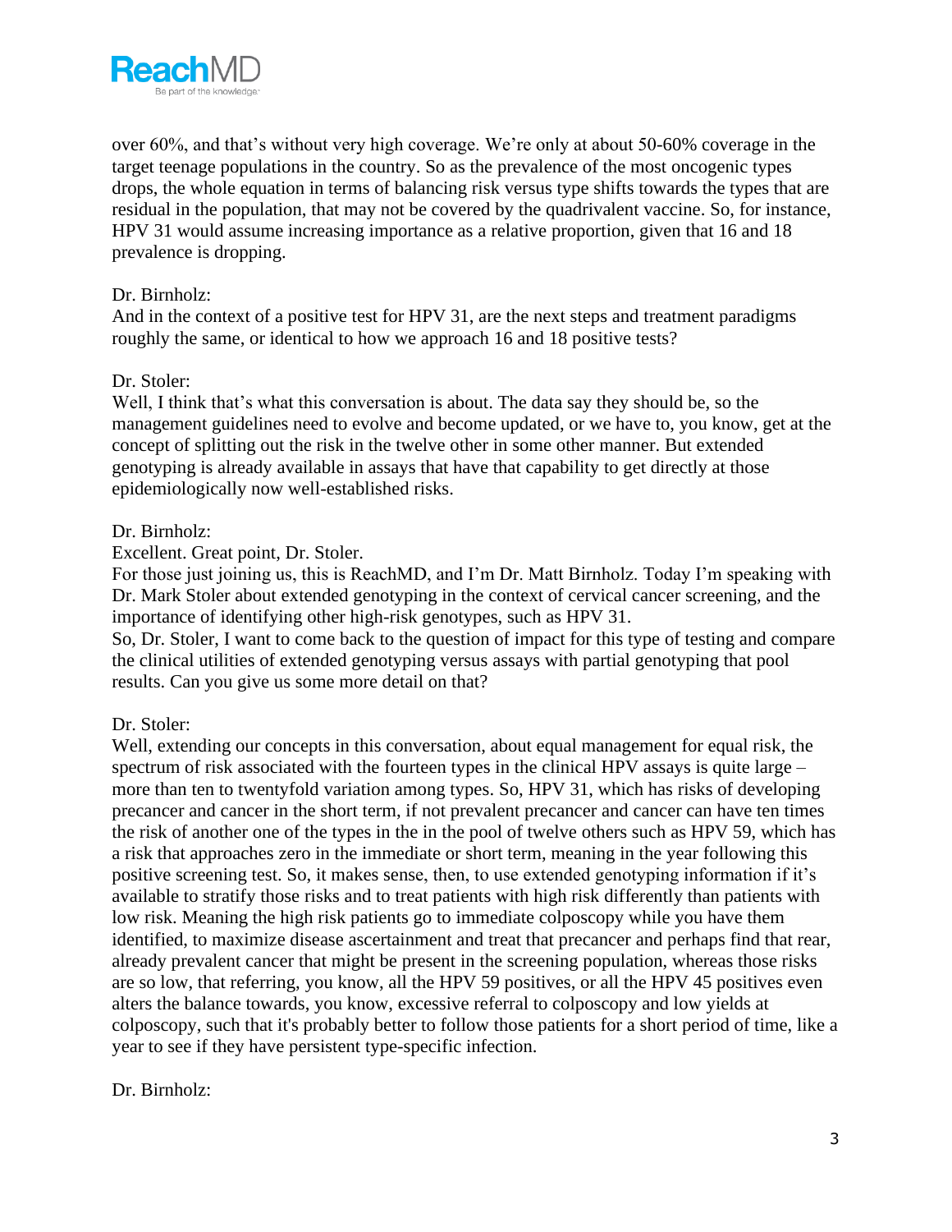over 60%, and that's without very high coverage. We're only at about 50-60% coverage in the target teenage populations in the country. So as the prevalence of the most oncogenic types drops, the whole equation in terms of balancing risk versus type shifts towards the types that are residual in the population, that may not be covered by the quadrivalent vaccine. So, for instance, HPV 31 would assume increasing importance as a relative proportion, given that 16 and 18 prevalence is dropping.

Dr. Birnholz:
And in the context of a positive test for HPV 31, are the next steps and treatment paradigms roughly the same, or identical to how we approach 16 and 18 positive tests?

Dr. Stoler:
Well, I think that's what this conversation is about. The data say they should be, so the management guidelines need to evolve and become updated, or we have to, you know, get at the concept of splitting out the risk in the twelve other in some other manner. But extended genotyping is already available in assays that have that capability to get directly at those epidemiologically now well-established risks.

Dr. Birnholz:
Excellent. Great point, Dr. Stoler.
For those just joining us, this is ReachMD, and I'm Dr. Matt Birnholz. Today I'm speaking with Dr. Mark Stoler about extended genotyping in the context of cervical cancer screening, and the importance of identifying other high-risk genotypes, such as HPV 31.
So, Dr. Stoler, I want to come back to the question of impact for this type of testing and compare the clinical utilities of extended genotyping versus assays with partial genotyping that pool results. Can you give us some more detail on that?

Dr. Stoler:
Well, extending our concepts in this conversation, about equal management for equal risk, the spectrum of risk associated with the fourteen types in the clinical HPV assays is quite large – more than ten to twentyfold variation among types. So, HPV 31, which has risks of developing precancer and cancer in the short term, if not prevalent precancer and cancer can have ten times the risk of another one of the types in the in the pool of twelve others such as HPV 59, which has a risk that approaches zero in the immediate or short term, meaning in the year following this positive screening test. So, it makes sense, then, to use extended genotyping information if it's available to stratify those risks and to treat patients with high risk differently than patients with low risk. Meaning the high risk patients go to immediate colposcopy while you have them identified, to maximize disease ascertainment and treat that precancer and perhaps find that rear, already prevalent cancer that might be present in the screening population, whereas those risks are so low, that referring, you know, all the HPV 59 positives, or all the HPV 45 positives even alters the balance towards, you know, excessive referral to colposcopy and low yields at colposcopy, such that it's probably better to follow those patients for a short period of time, like a year to see if they have persistent type-specific infection.

Dr. Birnholz: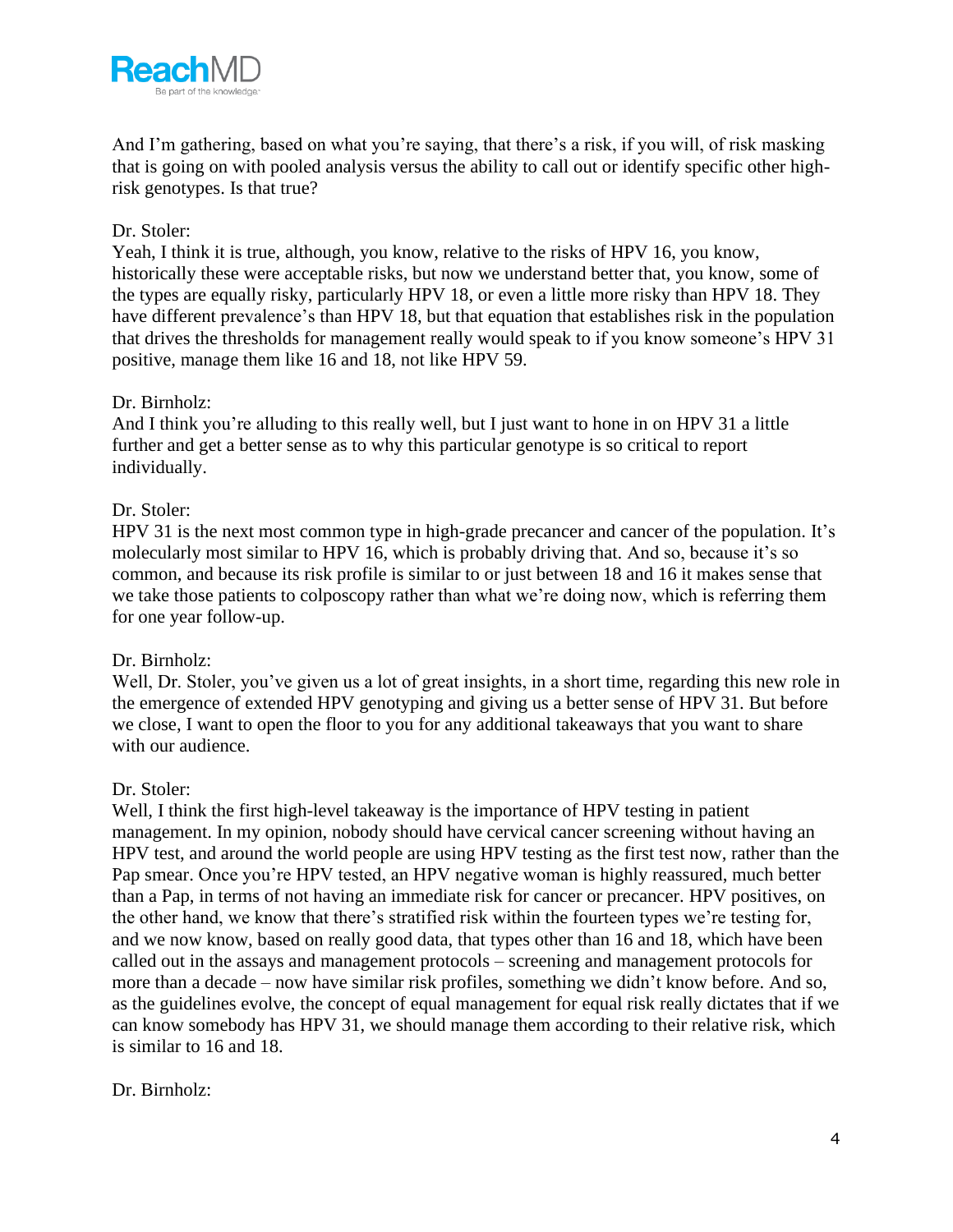And I'm gathering, based on what you're saying, that there's a risk, if you will, of risk masking that is going on with pooled analysis versus the ability to call out or identify specific other high-risk genotypes. Is that true?

Dr. Stoler:
Yeah, I think it is true, although, you know, relative to the risks of HPV 16, you know, historically these were acceptable risks, but now we understand better that, you know, some of the types are equally risky, particularly HPV 18, or even a little more risky than HPV 18. They have different prevalence's than HPV 18, but that equation that establishes risk in the population that drives the thresholds for management really would speak to if you know someone's HPV 31 positive, manage them like 16 and 18, not like HPV 59.

Dr. Birnholz:
And I think you're alluding to this really well, but I just want to hone in on HPV 31 a little further and get a better sense as to why this particular genotype is so critical to report individually.

Dr. Stoler:
HPV 31 is the next most common type in high-grade precancer and cancer of the population. It's molecularly most similar to HPV 16, which is probably driving that. And so, because it's so common, and because its risk profile is similar to or just between 18 and 16 it makes sense that we take those patients to colposcopy rather than what we're doing now, which is referring them for one year follow-up.

Dr. Birnholz:
Well, Dr. Stoler, you've given us a lot of great insights, in a short time, regarding this new role in the emergence of extended HPV genotyping and giving us a better sense of HPV 31. But before we close, I want to open the floor to you for any additional takeaways that you want to share with our audience.

Dr. Stoler:
Well, I think the first high-level takeaway is the importance of HPV testing in patient management. In my opinion, nobody should have cervical cancer screening without having an HPV test, and around the world people are using HPV testing as the first test now, rather than the Pap smear. Once you're HPV tested, an HPV negative woman is highly reassured, much better than a Pap, in terms of not having an immediate risk for cancer or precancer. HPV positives, on the other hand, we know that there's stratified risk within the fourteen types we're testing for, and we now know, based on really good data, that types other than 16 and 18, which have been called out in the assays and management protocols – screening and management protocols for more than a decade – now have similar risk profiles, something we didn't know before. And so, as the guidelines evolve, the concept of equal management for equal risk really dictates that if we can know somebody has HPV 31, we should manage them according to their relative risk, which is similar to 16 and 18.

Dr. Birnholz: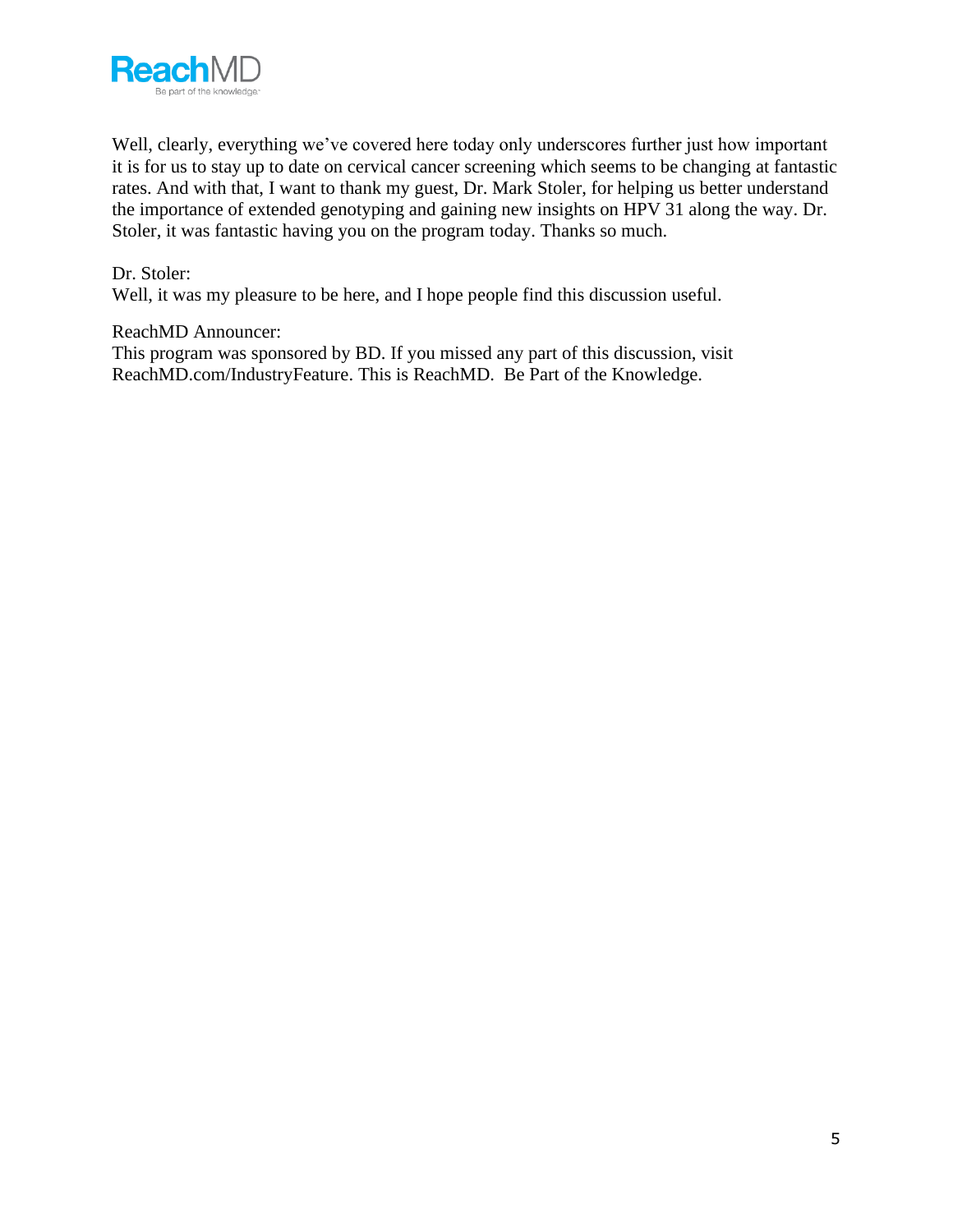Well, clearly, everything we've covered here today only underscores further just how important it is for us to stay up to date on cervical cancer screening which seems to be changing at fantastic rates. And with that, I want to thank my guest, Dr. Mark Stoler, for helping us better understand the importance of extended genotyping and gaining new insights on HPV 31 along the way. Dr. Stoler, it was fantastic having you on the program today. Thanks so much.

Dr. Stoler:
Well, it was my pleasure to be here, and I hope people find this discussion useful.

ReachMD Announcer:
This program was sponsored by BD. If you missed any part of this discussion, visit ReachMD.com/IndustryFeature. This is ReachMD. Be Part of the Knowledge.